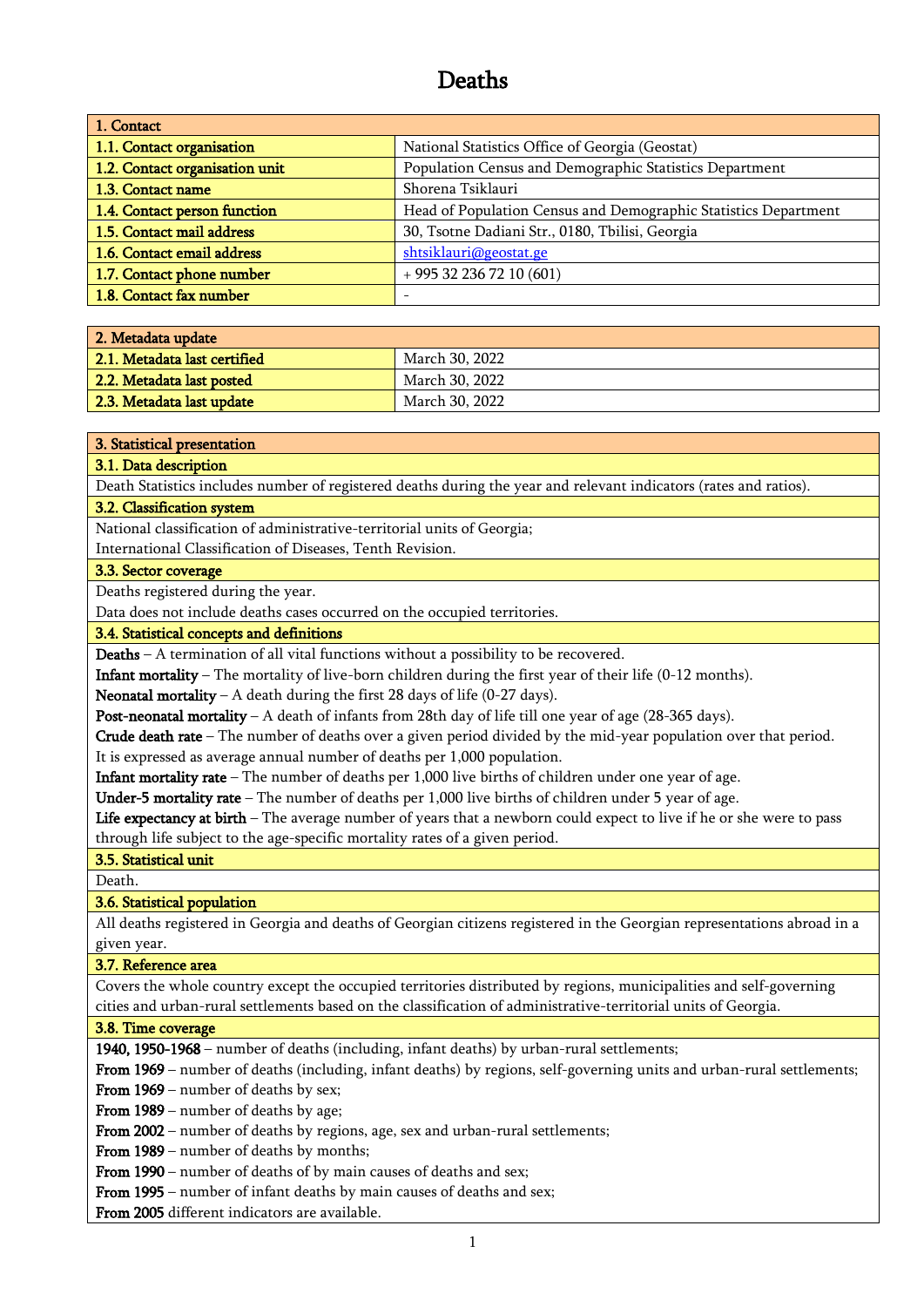# Deaths

| 1. Contact | |
|---|---|
| 1.1. Contact organisation | National Statistics Office of Georgia (Geostat) |
| 1.2. Contact organisation unit | Population Census and Demographic Statistics Department |
| 1.3. Contact name | Shorena Tsiklauri |
| 1.4. Contact person function | Head of Population Census and Demographic Statistics Department |
| 1.5. Contact mail address | 30, Tsotne Dadiani Str., 0180, Tbilisi, Georgia |
| 1.6. Contact email address | shtsiklauri@geostat.ge |
| 1.7. Contact phone number | + 995 32 236 72 10 (601) |
| 1.8. Contact fax number | - |

| 2. Metadata update | |
|---|---|
| 2.1. Metadata last certified | March 30, 2022 |
| 2.2. Metadata last posted | March 30, 2022 |
| 2.3. Metadata last update | March 30, 2022 |

## 3. Statistical presentation

### 3.1. Data description

Death Statistics includes number of registered deaths during the year and relevant indicators (rates and ratios).

### 3.2. Classification system

National classification of administrative-territorial units of Georgia;
International Classification of Diseases, Tenth Revision.

### 3.3. Sector coverage

Deaths registered during the year.
Data does not include deaths cases occurred on the occupied territories.

### 3.4. Statistical concepts and definitions

**Deaths** – A termination of all vital functions without a possibility to be recovered.
**Infant mortality** – The mortality of live-born children during the first year of their life (0-12 months).
**Neonatal mortality** – A death during the first 28 days of life (0-27 days).
**Post-neonatal mortality** – A death of infants from 28th day of life till one year of age (28-365 days).
**Crude death rate** – The number of deaths over a given period divided by the mid-year population over that period. It is expressed as average annual number of deaths per 1,000 population.
**Infant mortality rate** – The number of deaths per 1,000 live births of children under one year of age.
**Under-5 mortality rate** – The number of deaths per 1,000 live births of children under 5 year of age.
**Life expectancy at birth** – The average number of years that a newborn could expect to live if he or she were to pass through life subject to the age-specific mortality rates of a given period.

### 3.5. Statistical unit

Death.

### 3.6. Statistical population

All deaths registered in Georgia and deaths of Georgian citizens registered in the Georgian representations abroad in a given year.

### 3.7. Reference area

Covers the whole country except the occupied territories distributed by regions, municipalities and self-governing cities and urban-rural settlements based on the classification of administrative-territorial units of Georgia.

### 3.8. Time coverage

**1940, 1950-1968** – number of deaths (including, infant deaths) by urban-rural settlements;
**From 1969** – number of deaths (including, infant deaths) by regions, self-governing units and urban-rural settlements;
**From 1969** – number of deaths by sex;
**From 1989** – number of deaths by age;
**From 2002** – number of deaths by regions, age, sex and urban-rural settlements;
**From 1989** – number of deaths by months;
**From 1990** – number of deaths of by main causes of deaths and sex;
**From 1995** – number of infant deaths by main causes of deaths and sex;
**From 2005** different indicators are available.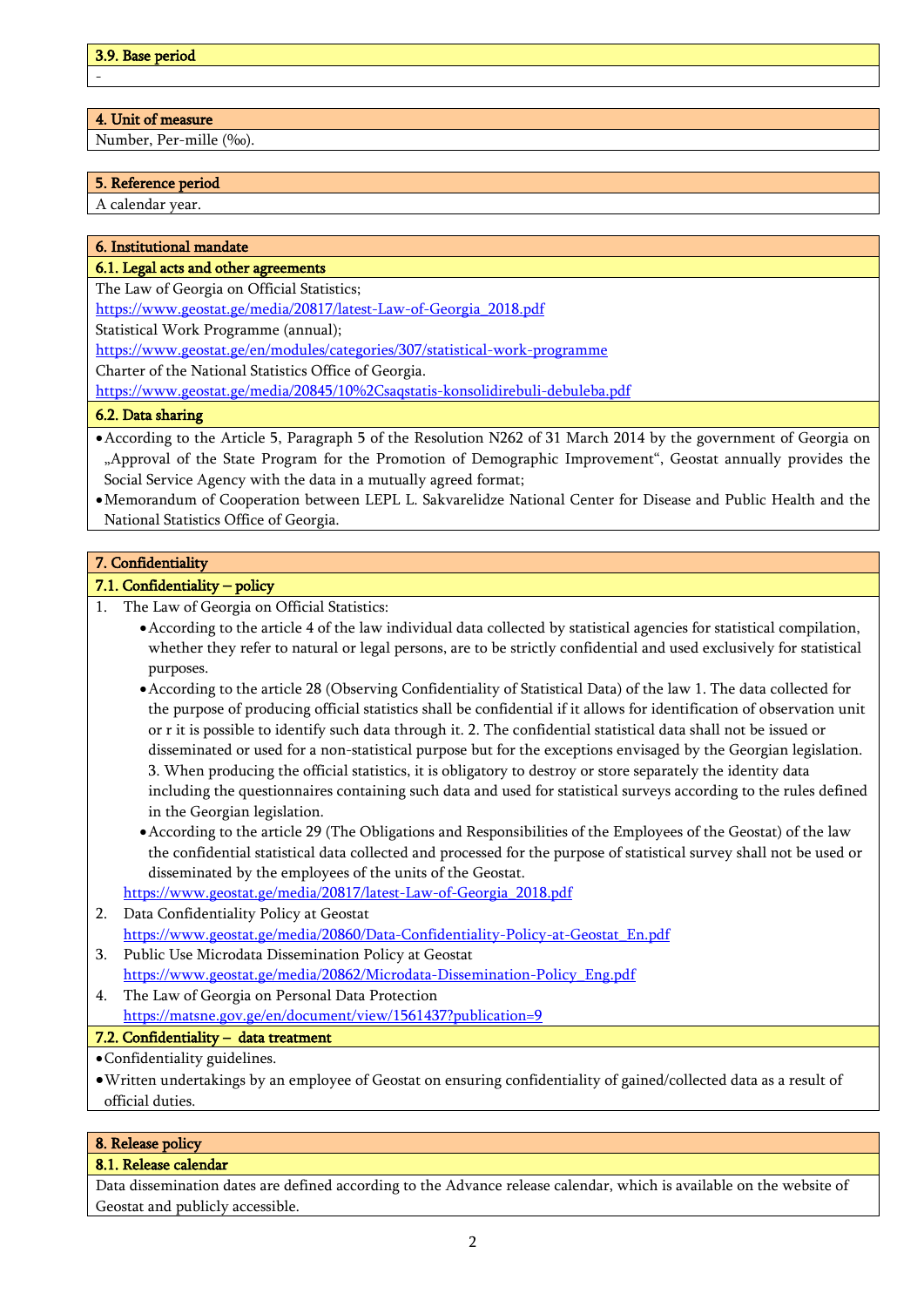### 3.9. Base period

-

## 4. Unit of measure

Number, Per-mille (‰).

## 5. Reference period

A calendar year.

## 6. Institutional mandate

### 6.1. Legal acts and other agreements

The Law of Georgia on Official Statistics;
https://www.geostat.ge/media/20817/latest-Law-of-Georgia_2018.pdf
Statistical Work Programme (annual);
https://www.geostat.ge/en/modules/categories/307/statistical-work-programme
Charter of the National Statistics Office of Georgia.
https://www.geostat.ge/media/20845/10%2Csaqstatis-konsolidirebuli-debuleba.pdf

### 6.2. Data sharing

- According to the Article 5, Paragraph 5 of the Resolution N262 of 31 March 2014 by the government of Georgia on „Approval of the State Program for the Promotion of Demographic Improvement", Geostat annually provides the Social Service Agency with the data in a mutually agreed format;
- Memorandum of Cooperation between LEPL L. Sakvarelidze National Center for Disease and Public Health and the National Statistics Office of Georgia.

## 7. Confidentiality

### 7.1. Confidentiality – policy

1. The Law of Georgia on Official Statistics:
   - According to the article 4 of the law individual data collected by statistical agencies for statistical compilation, whether they refer to natural or legal persons, are to be strictly confidential and used exclusively for statistical purposes.
   - According to the article 28 (Observing Confidentiality of Statistical Data) of the law 1. The data collected for the purpose of producing official statistics shall be confidential if it allows for identification of observation unit or r it is possible to identify such data through it. 2. The confidential statistical data shall not be issued or disseminated or used for a non-statistical purpose but for the exceptions envisaged by the Georgian legislation. 3. When producing the official statistics, it is obligatory to destroy or store separately the identity data including the questionnaires containing such data and used for statistical surveys according to the rules defined in the Georgian legislation.
   - According to the article 29 (The Obligations and Responsibilities of the Employees of the Geostat) of the law the confidential statistical data collected and processed for the purpose of statistical survey shall not be used or disseminated by the employees of the units of the Geostat.

   https://www.geostat.ge/media/20817/latest-Law-of-Georgia_2018.pdf
2. Data Confidentiality Policy at Geostat
   https://www.geostat.ge/media/20860/Data-Confidentiality-Policy-at-Geostat_En.pdf
3. Public Use Microdata Dissemination Policy at Geostat
   https://www.geostat.ge/media/20862/Microdata-Dissemination-Policy_Eng.pdf
4. The Law of Georgia on Personal Data Protection
   https://matsne.gov.ge/en/document/view/1561437?publication=9

### 7.2. Confidentiality – data treatment

- Confidentiality guidelines.
- Written undertakings by an employee of Geostat on ensuring confidentiality of gained/collected data as a result of official duties.

## 8. Release policy

### 8.1. Release calendar

Data dissemination dates are defined according to the Advance release calendar, which is available on the website of Geostat and publicly accessible.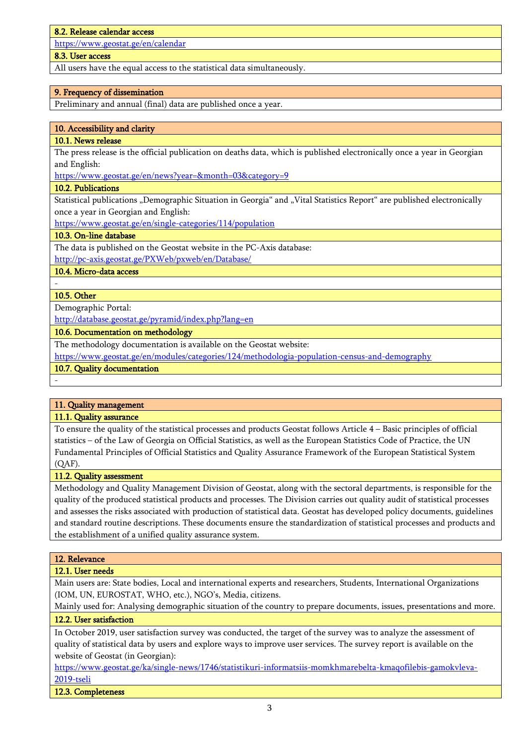### 8.2. Release calendar access

https://www.geostat.ge/en/calendar

### 8.3. User access

All users have the equal access to the statistical data simultaneously.

## 9. Frequency of dissemination

Preliminary and annual (final) data are published once a year.

## 10. Accessibility and clarity

### 10.1. News release

The press release is the official publication on deaths data, which is published electronically once a year in Georgian and English:

https://www.geostat.ge/en/news?year=&month=03&category=9

### 10.2. Publications

Statistical publications „Demographic Situation in Georgia“ and „Vital Statistics Report“ are published electronically once a year in Georgian and English:

https://www.geostat.ge/en/single-categories/114/population

### 10.3. On-line database

The data is published on the Geostat website in the PC-Axis database:

http://pc-axis.geostat.ge/PXWeb/pxweb/en/Database/

### 10.4. Micro-data access

-

### 10.5. Other

Demographic Portal:

http://database.geostat.ge/pyramid/index.php?lang=en

### 10.6. Documentation on methodology

The methodology documentation is available on the Geostat website:

https://www.geostat.ge/en/modules/categories/124/methodologia-population-census-and-demography

### 10.7. Quality documentation

-

## 11. Quality management

### 11.1. Quality assurance

To ensure the quality of the statistical processes and products Geostat follows Article 4 – Basic principles of official statistics – of the Law of Georgia on Official Statistics, as well as the European Statistics Code of Practice, the UN Fundamental Principles of Official Statistics and Quality Assurance Framework of the European Statistical System (QAF).

### 11.2. Quality assessment

Methodology and Quality Management Division of Geostat, along with the sectoral departments, is responsible for the quality of the produced statistical products and processes. The Division carries out quality audit of statistical processes and assesses the risks associated with production of statistical data. Geostat has developed policy documents, guidelines and standard routine descriptions. These documents ensure the standardization of statistical processes and products and the establishment of a unified quality assurance system.

## 12. Relevance

### 12.1. User needs

Main users are: State bodies, Local and international experts and researchers, Students, International Organizations (IOM, UN, EUROSTAT, WHO, etc.), NGO's, Media, citizens.

Mainly used for: Analysing demographic situation of the country to prepare documents, issues, presentations and more.

### 12.2. User satisfaction

In October 2019, user satisfaction survey was conducted, the target of the survey was to analyze the assessment of quality of statistical data by users and explore ways to improve user services. The survey report is available on the website of Geostat (in Georgian):

https://www.geostat.ge/ka/single-news/1746/statistikuri-informatsiis-momkhmarebelta-kmaqofilebis-gamokvleva-2019-tseli

### 12.3. Completeness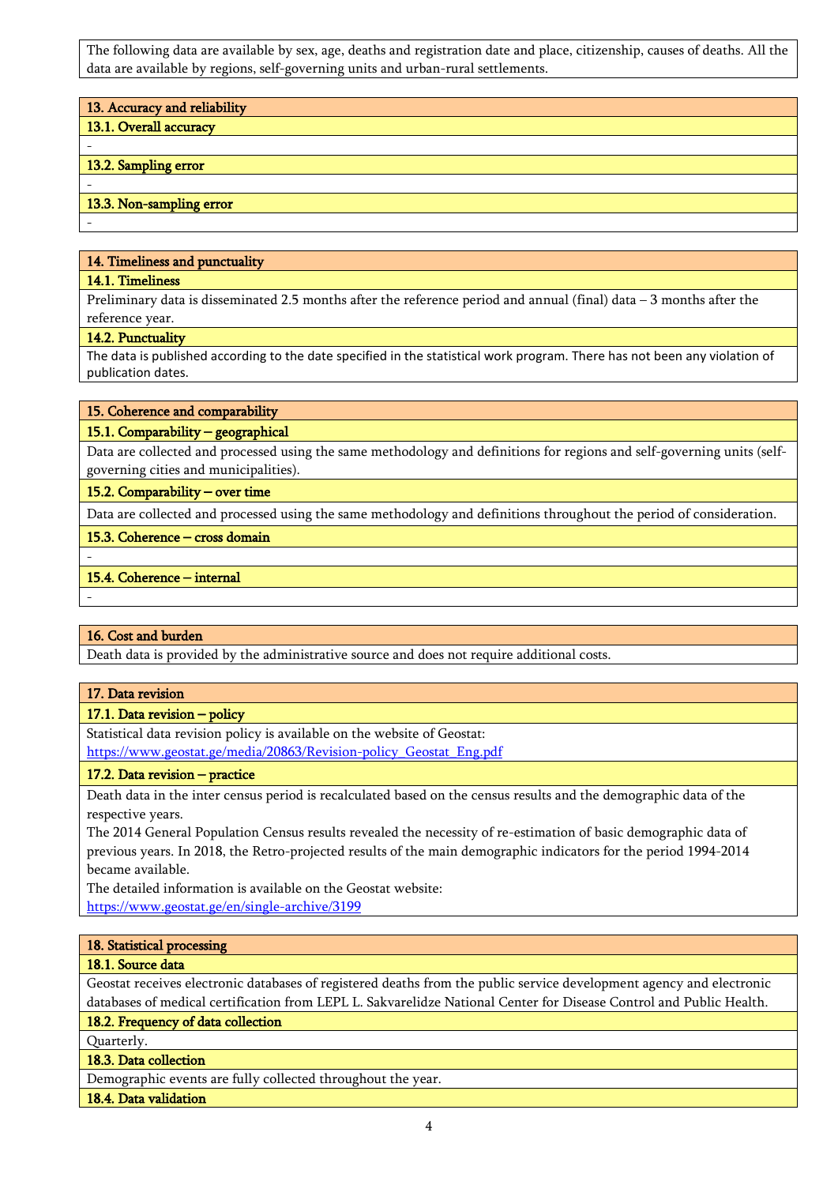The following data are available by sex, age, deaths and registration date and place, citizenship, causes of deaths. All the data are available by regions, self-governing units and urban-rural settlements.

## 13. Accuracy and reliability

### 13.1. Overall accuracy

-

### 13.2. Sampling error

-

### 13.3. Non-sampling error

-

## 14. Timeliness and punctuality

### 14.1. Timeliness

Preliminary data is disseminated 2.5 months after the reference period and annual (final) data – 3 months after the reference year.

### 14.2. Punctuality

The data is published according to the date specified in the statistical work program. There has not been any violation of publication dates.

## 15. Coherence and comparability

### 15.1. Comparability – geographical

Data are collected and processed using the same methodology and definitions for regions and self-governing units (self-governing cities and municipalities).

### 15.2. Comparability – over time

Data are collected and processed using the same methodology and definitions throughout the period of consideration.

### 15.3. Coherence – cross domain

-

### 15.4. Coherence – internal

-

## 16. Cost and burden

Death data is provided by the administrative source and does not require additional costs.

## 17. Data revision

### 17.1. Data revision – policy

Statistical data revision policy is available on the website of Geostat:
https://www.geostat.ge/media/20863/Revision-policy_Geostat_Eng.pdf

### 17.2. Data revision – practice

Death data in the inter census period is recalculated based on the census results and the demographic data of the respective years.

The 2014 General Population Census results revealed the necessity of re-estimation of basic demographic data of previous years. In 2018, the Retro-projected results of the main demographic indicators for the period 1994-2014 became available.

The detailed information is available on the Geostat website:
https://www.geostat.ge/en/single-archive/3199

## 18. Statistical processing

### 18.1. Source data

Geostat receives electronic databases of registered deaths from the public service development agency and electronic databases of medical certification from LEPL L. Sakvarelidze National Center for Disease Control and Public Health.

### 18.2. Frequency of data collection

Quarterly.

### 18.3. Data collection

Demographic events are fully collected throughout the year.

### 18.4. Data validation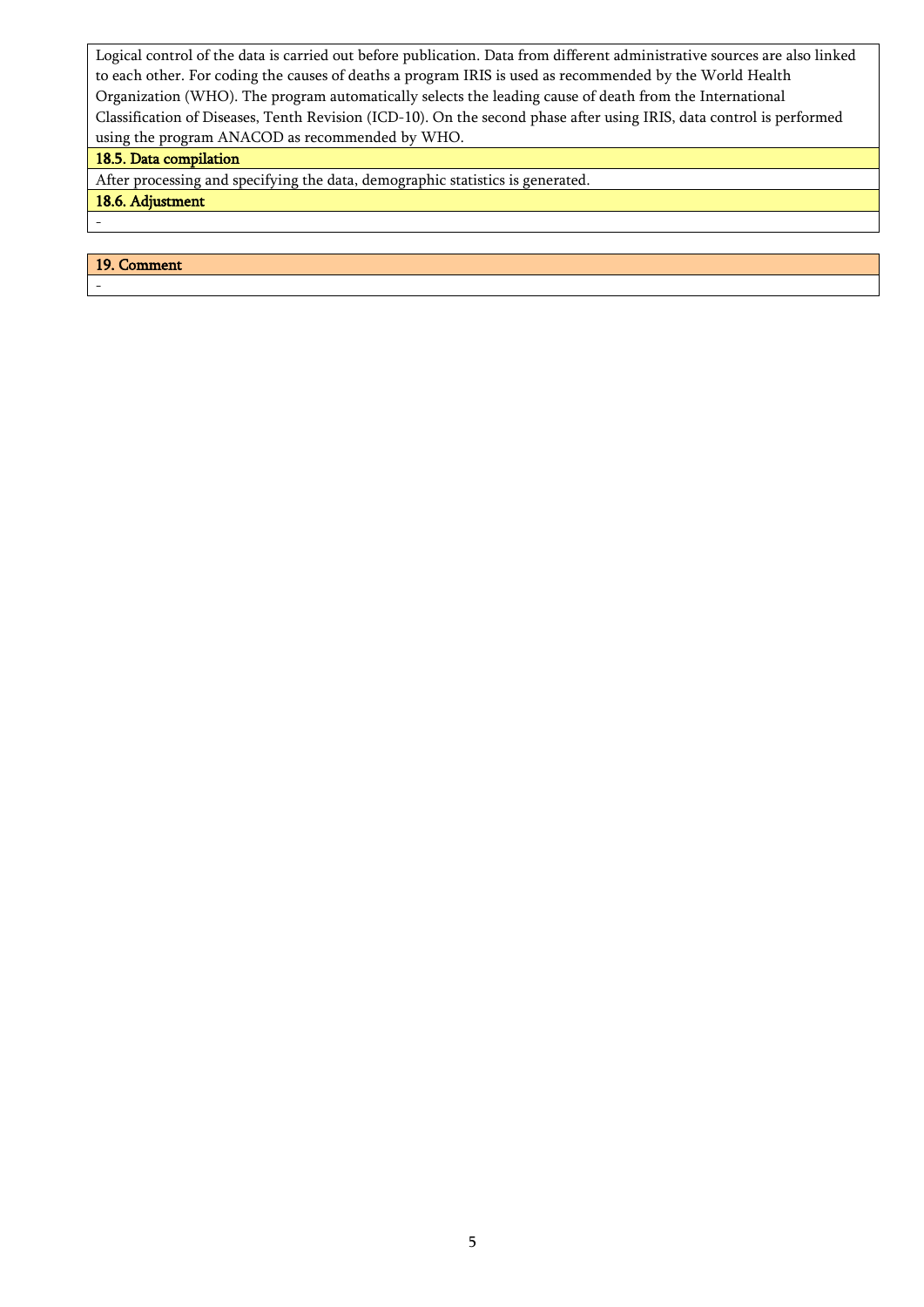Logical control of the data is carried out before publication. Data from different administrative sources are also linked to each other. For coding the causes of deaths a program IRIS is used as recommended by the World Health Organization (WHO). The program automatically selects the leading cause of death from the International Classification of Diseases, Tenth Revision (ICD-10). On the second phase after using IRIS, data control is performed using the program ANACOD as recommended by WHO.

### 18.5. Data compilation

After processing and specifying the data, demographic statistics is generated.

### 18.6. Adjustment

-

## 19. Comment

-